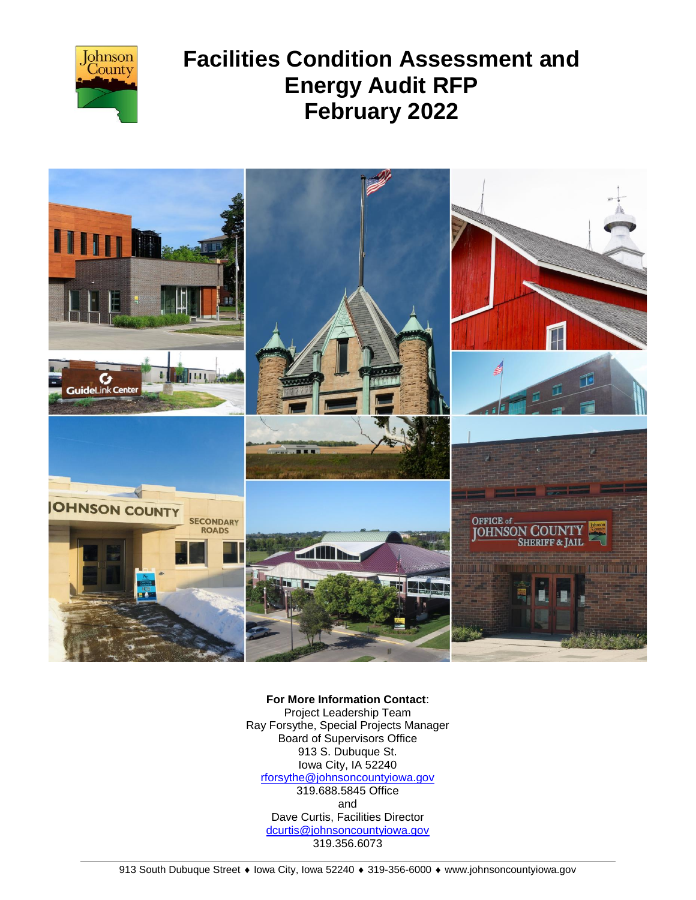# Facilities Condition Assessment and Energy Audit RFP February 2022

**For More Information Contact**:
Project Leadership Team
Ray Forsythe, Special Projects Manager
Board of Supervisors Office
913 S. Dubuque St.
Iowa City, IA 52240
rforsythe@johnsoncountyiowa.gov
319.688.5845 Office
and
Dave Curtis, Facilities Director
dcurtis@johnsoncountyiowa.gov
319.356.6073

913 South Dubuque Street ♦ Iowa City, Iowa 52240 ♦ 319-356-6000 ♦ www.johnsoncountyiowa.gov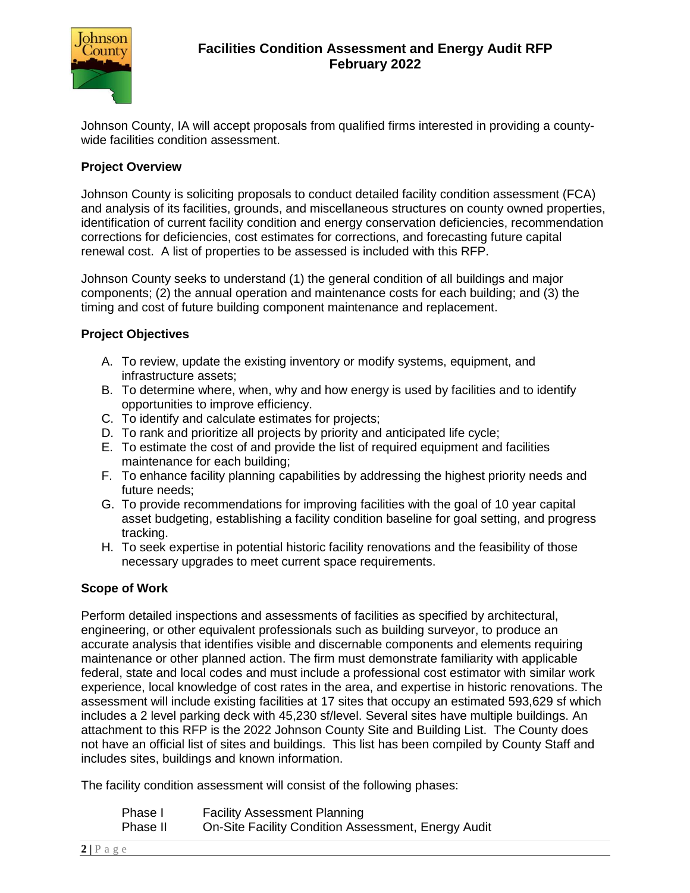# Facilities Condition Assessment and Energy Audit RFP
# February 2022

Johnson County, IA will accept proposals from qualified firms interested in providing a county-wide facilities condition assessment.

**Project Overview**

Johnson County is soliciting proposals to conduct detailed facility condition assessment (FCA) and analysis of its facilities, grounds, and miscellaneous structures on county owned properties, identification of current facility condition and energy conservation deficiencies, recommendation corrections for deficiencies, cost estimates for corrections, and forecasting future capital renewal cost. A list of properties to be assessed is included with this RFP.

Johnson County seeks to understand (1) the general condition of all buildings and major components; (2) the annual operation and maintenance costs for each building; and (3) the timing and cost of future building component maintenance and replacement.

**Project Objectives**

A. To review, update the existing inventory or modify systems, equipment, and infrastructure assets;
B. To determine where, when, why and how energy is used by facilities and to identify opportunities to improve efficiency.
C. To identify and calculate estimates for projects;
D. To rank and prioritize all projects by priority and anticipated life cycle;
E. To estimate the cost of and provide the list of required equipment and facilities maintenance for each building;
F. To enhance facility planning capabilities by addressing the highest priority needs and future needs;
G. To provide recommendations for improving facilities with the goal of 10 year capital asset budgeting, establishing a facility condition baseline for goal setting, and progress tracking.
H. To seek expertise in potential historic facility renovations and the feasibility of those necessary upgrades to meet current space requirements.

**Scope of Work**

Perform detailed inspections and assessments of facilities as specified by architectural, engineering, or other equivalent professionals such as building surveyor, to produce an accurate analysis that identifies visible and discernable components and elements requiring maintenance or other planned action. The firm must demonstrate familiarity with applicable federal, state and local codes and must include a professional cost estimator with similar work experience, local knowledge of cost rates in the area, and expertise in historic renovations. The assessment will include existing facilities at 17 sites that occupy an estimated 593,629 sf which includes a 2 level parking deck with 45,230 sf/level. Several sites have multiple buildings. An attachment to this RFP is the 2022 Johnson County Site and Building List. The County does not have an official list of sites and buildings. This list has been compiled by County Staff and includes sites, buildings and known information.

The facility condition assessment will consist of the following phases:

| | |
|---|---|
| Phase I | Facility Assessment Planning |
| Phase II | On-Site Facility Condition Assessment, Energy Audit |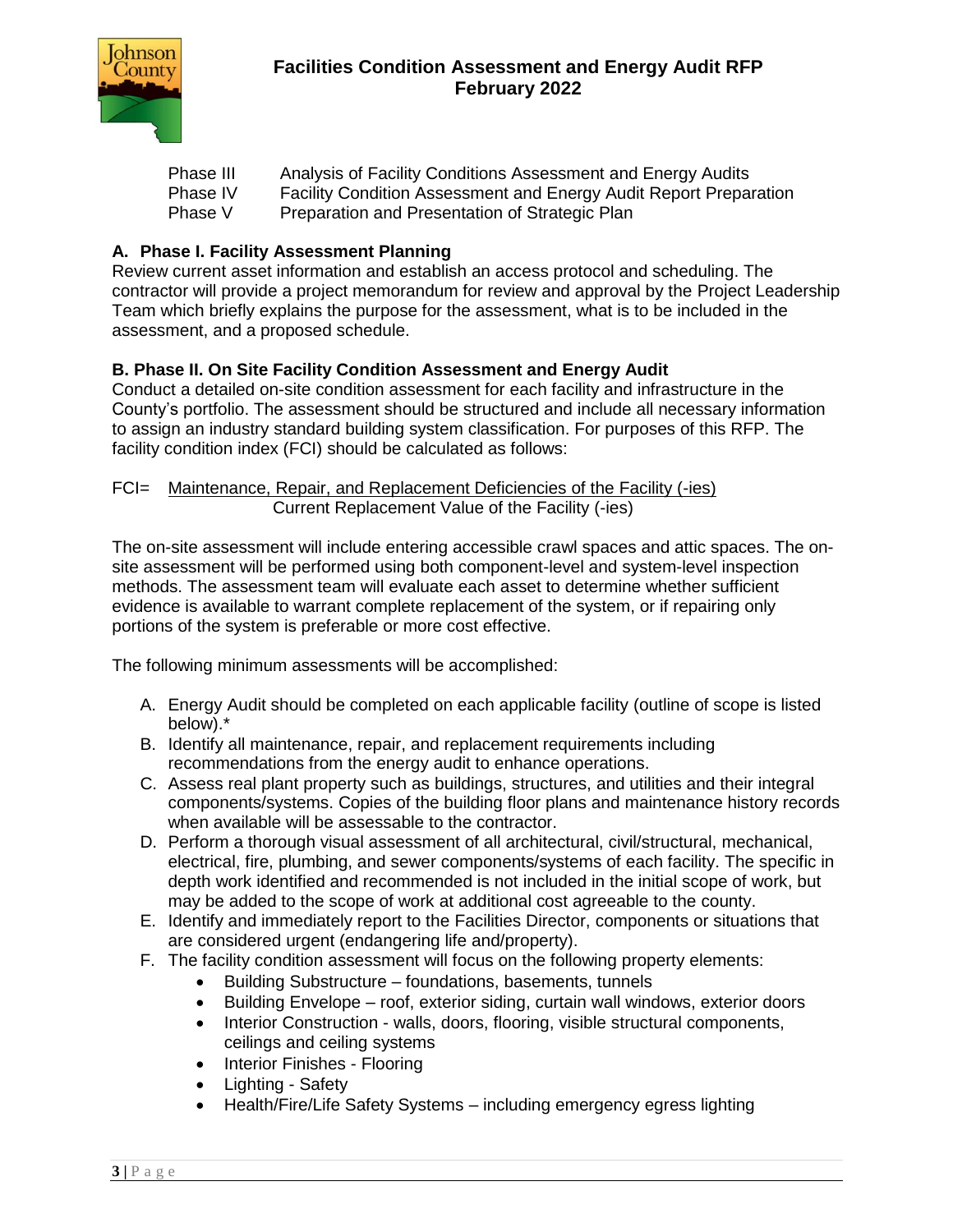| | |
|---|---|
| Phase III | Analysis of Facility Conditions Assessment and Energy Audits |
| Phase IV | Facility Condition Assessment and Energy Audit Report Preparation |
| Phase V | Preparation and Presentation of Strategic Plan |

**A. Phase I. Facility Assessment Planning**

Review current asset information and establish an access protocol and scheduling. The contractor will provide a project memorandum for review and approval by the Project Leadership Team which briefly explains the purpose for the assessment, what is to be included in the assessment, and a proposed schedule.

**B. Phase II. On Site Facility Condition Assessment and Energy Audit**

Conduct a detailed on-site condition assessment for each facility and infrastructure in the County's portfolio. The assessment should be structured and include all necessary information to assign an industry standard building system classification. For purposes of this RFP. The facility condition index (FCI) should be calculated as follows:

$$FCI = \frac{\text{Maintenance, Repair, and Replacement Deficiencies of the Facility (-ies)}}{\text{Current Replacement Value of the Facility (-ies)}}$$

The on-site assessment will include entering accessible crawl spaces and attic spaces. The on-site assessment will be performed using both component-level and system-level inspection methods. The assessment team will evaluate each asset to determine whether sufficient evidence is available to warrant complete replacement of the system, or if repairing only portions of the system is preferable or more cost effective.

The following minimum assessments will be accomplished:

A. Energy Audit should be completed on each applicable facility (outline of scope is listed below).*
B. Identify all maintenance, repair, and replacement requirements including recommendations from the energy audit to enhance operations.
C. Assess real plant property such as buildings, structures, and utilities and their integral components/systems. Copies of the building floor plans and maintenance history records when available will be assessable to the contractor.
D. Perform a thorough visual assessment of all architectural, civil/structural, mechanical, electrical, fire, plumbing, and sewer components/systems of each facility. The specific in depth work identified and recommended is not included in the initial scope of work, but may be added to the scope of work at additional cost agreeable to the county.
E. Identify and immediately report to the Facilities Director, components or situations that are considered urgent (endangering life and/property).
F. The facility condition assessment will focus on the following property elements:
   - Building Substructure – foundations, basements, tunnels
   - Building Envelope – roof, exterior siding, curtain wall windows, exterior doors
   - Interior Construction - walls, doors, flooring, visible structural components, ceilings and ceiling systems
   - Interior Finishes - Flooring
   - Lighting - Safety
   - Health/Fire/Life Safety Systems – including emergency egress lighting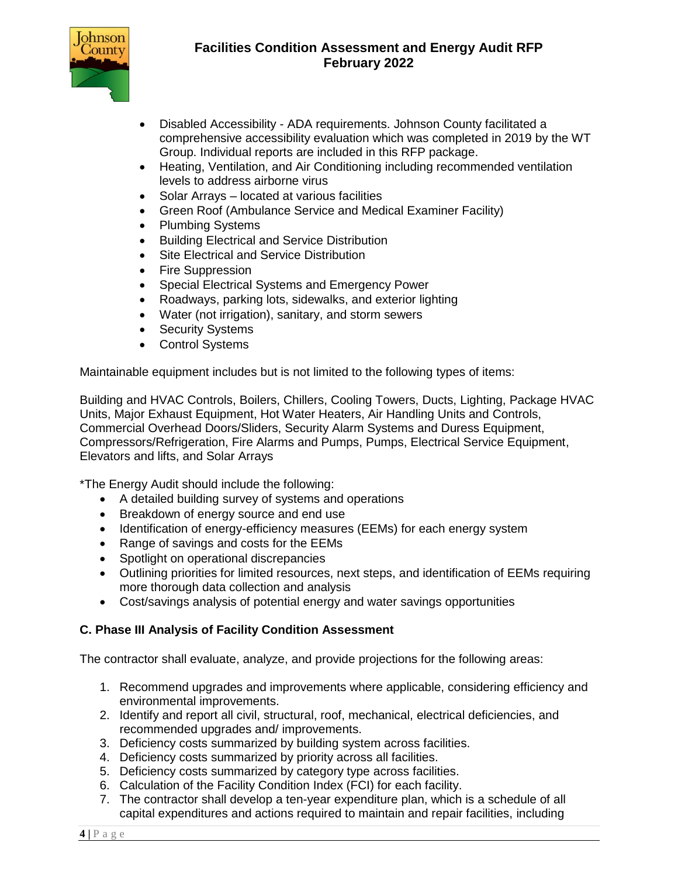- Disabled Accessibility - ADA requirements. Johnson County facilitated a comprehensive accessibility evaluation which was completed in 2019 by the WT Group. Individual reports are included in this RFP package.
- Heating, Ventilation, and Air Conditioning including recommended ventilation levels to address airborne virus
- Solar Arrays – located at various facilities
- Green Roof (Ambulance Service and Medical Examiner Facility)
- Plumbing Systems
- Building Electrical and Service Distribution
- Site Electrical and Service Distribution
- Fire Suppression
- Special Electrical Systems and Emergency Power
- Roadways, parking lots, sidewalks, and exterior lighting
- Water (not irrigation), sanitary, and storm sewers
- Security Systems
- Control Systems

Maintainable equipment includes but is not limited to the following types of items:

Building and HVAC Controls, Boilers, Chillers, Cooling Towers, Ducts, Lighting, Package HVAC Units, Major Exhaust Equipment, Hot Water Heaters, Air Handling Units and Controls, Commercial Overhead Doors/Sliders, Security Alarm Systems and Duress Equipment, Compressors/Refrigeration, Fire Alarms and Pumps, Pumps, Electrical Service Equipment, Elevators and lifts, and Solar Arrays

*The Energy Audit should include the following:

- A detailed building survey of systems and operations
- Breakdown of energy source and end use
- Identification of energy-efficiency measures (EEMs) for each energy system
- Range of savings and costs for the EEMs
- Spotlight on operational discrepancies
- Outlining priorities for limited resources, next steps, and identification of EEMs requiring more thorough data collection and analysis
- Cost/savings analysis of potential energy and water savings opportunities

**C. Phase III Analysis of Facility Condition Assessment**

The contractor shall evaluate, analyze, and provide projections for the following areas:

1. Recommend upgrades and improvements where applicable, considering efficiency and environmental improvements.
2. Identify and report all civil, structural, roof, mechanical, electrical deficiencies, and recommended upgrades and/ improvements.
3. Deficiency costs summarized by building system across facilities.
4. Deficiency costs summarized by priority across all facilities.
5. Deficiency costs summarized by category type across facilities.
6. Calculation of the Facility Condition Index (FCI) for each facility.
7. The contractor shall develop a ten-year expenditure plan, which is a schedule of all capital expenditures and actions required to maintain and repair facilities, including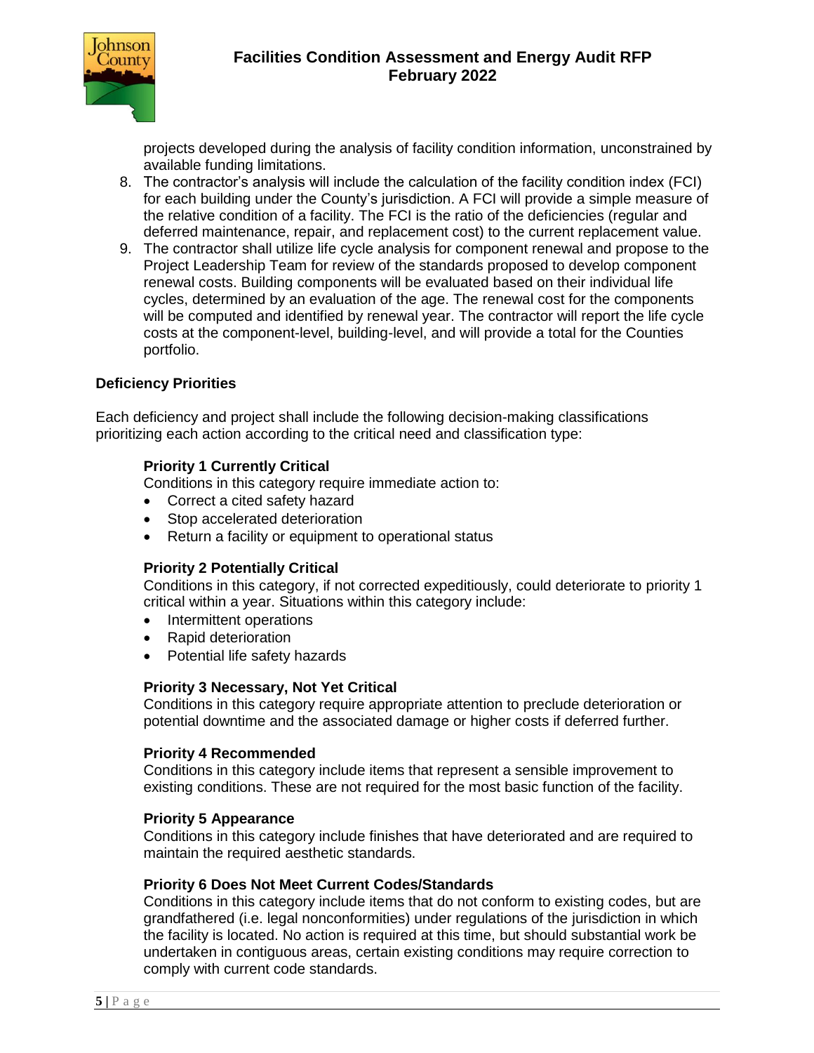projects developed during the analysis of facility condition information, unconstrained by available funding limitations.

8. The contractor's analysis will include the calculation of the facility condition index (FCI) for each building under the County's jurisdiction. A FCI will provide a simple measure of the relative condition of a facility. The FCI is the ratio of the deficiencies (regular and deferred maintenance, repair, and replacement cost) to the current replacement value.
9. The contractor shall utilize life cycle analysis for component renewal and propose to the Project Leadership Team for review of the standards proposed to develop component renewal costs. Building components will be evaluated based on their individual life cycles, determined by an evaluation of the age. The renewal cost for the components will be computed and identified by renewal year. The contractor will report the life cycle costs at the component-level, building-level, and will provide a total for the Counties portfolio.

**Deficiency Priorities**

Each deficiency and project shall include the following decision-making classifications prioritizing each action according to the critical need and classification type:

**Priority 1 Currently Critical**
Conditions in this category require immediate action to:

- Correct a cited safety hazard
- Stop accelerated deterioration
- Return a facility or equipment to operational status

**Priority 2 Potentially Critical**
Conditions in this category, if not corrected expeditiously, could deteriorate to priority 1 critical within a year. Situations within this category include:

- Intermittent operations
- Rapid deterioration
- Potential life safety hazards

**Priority 3 Necessary, Not Yet Critical**
Conditions in this category require appropriate attention to preclude deterioration or potential downtime and the associated damage or higher costs if deferred further.

**Priority 4 Recommended**
Conditions in this category include items that represent a sensible improvement to existing conditions. These are not required for the most basic function of the facility.

**Priority 5 Appearance**
Conditions in this category include finishes that have deteriorated and are required to maintain the required aesthetic standards.

**Priority 6 Does Not Meet Current Codes/Standards**
Conditions in this category include items that do not conform to existing codes, but are grandfathered (i.e. legal nonconformities) under regulations of the jurisdiction in which the facility is located. No action is required at this time, but should substantial work be undertaken in contiguous areas, certain existing conditions may require correction to comply with current code standards.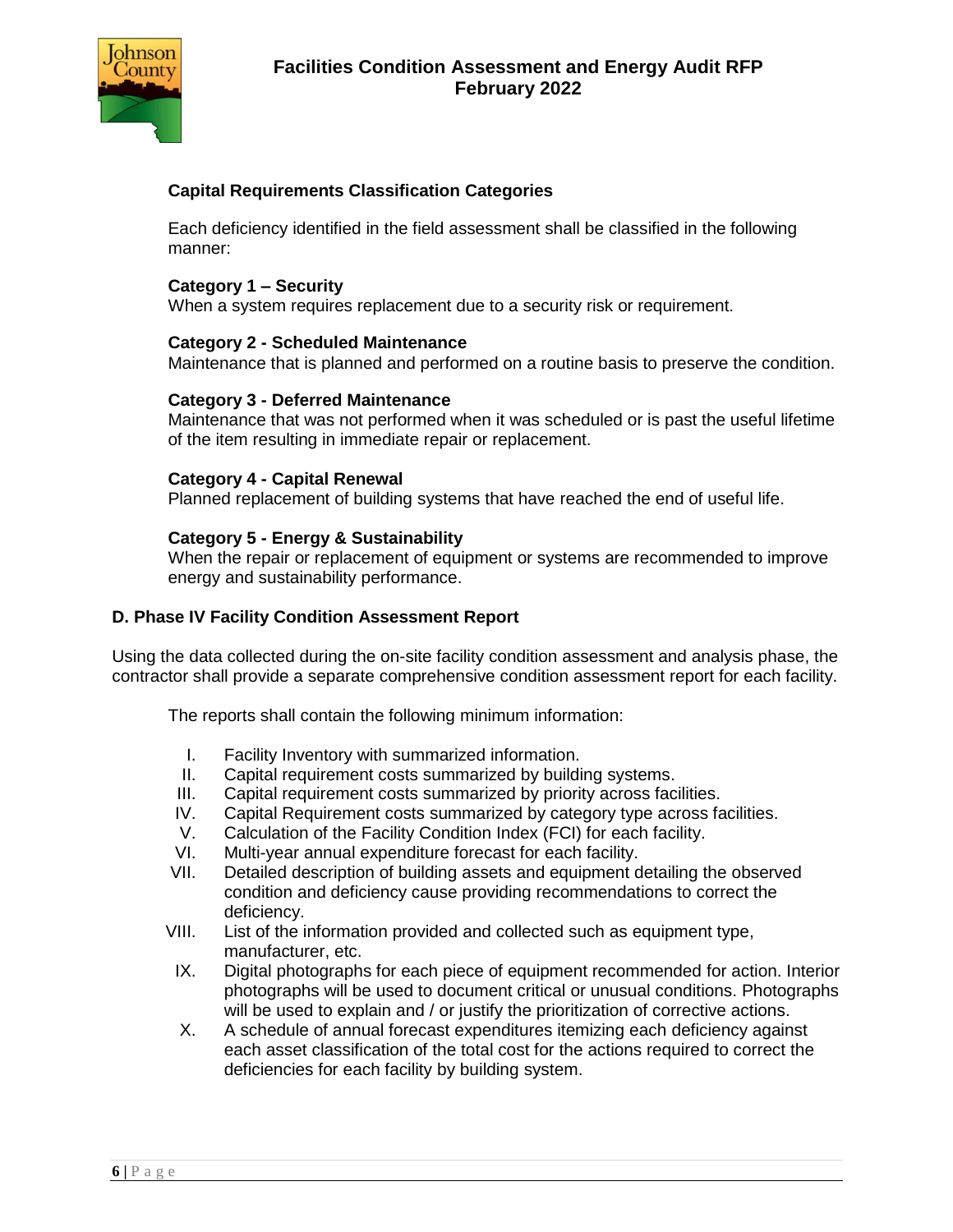**Capital Requirements Classification Categories**

Each deficiency identified in the field assessment shall be classified in the following manner:

**Category 1 – Security**
When a system requires replacement due to a security risk or requirement.

**Category 2 - Scheduled Maintenance**
Maintenance that is planned and performed on a routine basis to preserve the condition.

**Category 3 - Deferred Maintenance**
Maintenance that was not performed when it was scheduled or is past the useful lifetime of the item resulting in immediate repair or replacement.

**Category 4 - Capital Renewal**
Planned replacement of building systems that have reached the end of useful life.

**Category 5 - Energy & Sustainability**
When the repair or replacement of equipment or systems are recommended to improve energy and sustainability performance.

### D. Phase IV Facility Condition Assessment Report

Using the data collected during the on-site facility condition assessment and analysis phase, the contractor shall provide a separate comprehensive condition assessment report for each facility.

The reports shall contain the following minimum information:

I. Facility Inventory with summarized information.
II. Capital requirement costs summarized by building systems.
III. Capital requirement costs summarized by priority across facilities.
IV. Capital Requirement costs summarized by category type across facilities.
V. Calculation of the Facility Condition Index (FCI) for each facility.
VI. Multi-year annual expenditure forecast for each facility.
VII. Detailed description of building assets and equipment detailing the observed condition and deficiency cause providing recommendations to correct the deficiency.
VIII. List of the information provided and collected such as equipment type, manufacturer, etc.
IX. Digital photographs for each piece of equipment recommended for action. Interior photographs will be used to document critical or unusual conditions. Photographs will be used to explain and / or justify the prioritization of corrective actions.
X. A schedule of annual forecast expenditures itemizing each deficiency against each asset classification of the total cost for the actions required to correct the deficiencies for each facility by building system.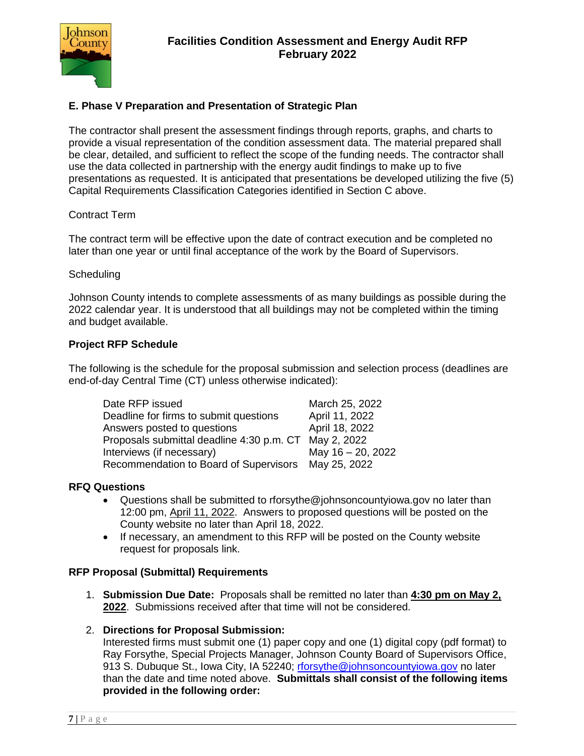## E. Phase V Preparation and Presentation of Strategic Plan

The contractor shall present the assessment findings through reports, graphs, and charts to provide a visual representation of the condition assessment data. The material prepared shall be clear, detailed, and sufficient to reflect the scope of the funding needs. The contractor shall use the data collected in partnership with the energy audit findings to make up to five presentations as requested. It is anticipated that presentations be developed utilizing the five (5) Capital Requirements Classification Categories identified in Section C above.

Contract Term

The contract term will be effective upon the date of contract execution and be completed no later than one year or until final acceptance of the work by the Board of Supervisors.

Scheduling

Johnson County intends to complete assessments of as many buildings as possible during the 2022 calendar year. It is understood that all buildings may not be completed within the timing and budget available.

**Project RFP Schedule**

The following is the schedule for the proposal submission and selection process (deadlines are end-of-day Central Time (CT) unless otherwise indicated):

| | |
|---|---|
| Date RFP issued | March 25, 2022 |
| Deadline for firms to submit questions | April 11, 2022 |
| Answers posted to questions | April 18, 2022 |
| Proposals submittal deadline 4:30 p.m. CT | May 2, 2022 |
| Interviews (if necessary) | May 16 – 20, 2022 |
| Recommendation to Board of Supervisors | May 25, 2022 |

**RFQ Questions**

- Questions shall be submitted to rforsythe@johnsoncountyiowa.gov no later than 12:00 pm, April 11, 2022. Answers to proposed questions will be posted on the County website no later than April 18, 2022.
- If necessary, an amendment to this RFP will be posted on the County website request for proposals link.

**RFP Proposal (Submittal) Requirements**

1. **Submission Due Date:** Proposals shall be remitted no later than **4:30 pm on May 2, 2022**. Submissions received after that time will not be considered.

2. **Directions for Proposal Submission:**
   Interested firms must submit one (1) paper copy and one (1) digital copy (pdf format) to Ray Forsythe, Special Projects Manager, Johnson County Board of Supervisors Office, 913 S. Dubuque St., Iowa City, IA 52240; rforsythe@johnsoncountyiowa.gov no later than the date and time noted above. **Submittals shall consist of the following items provided in the following order:**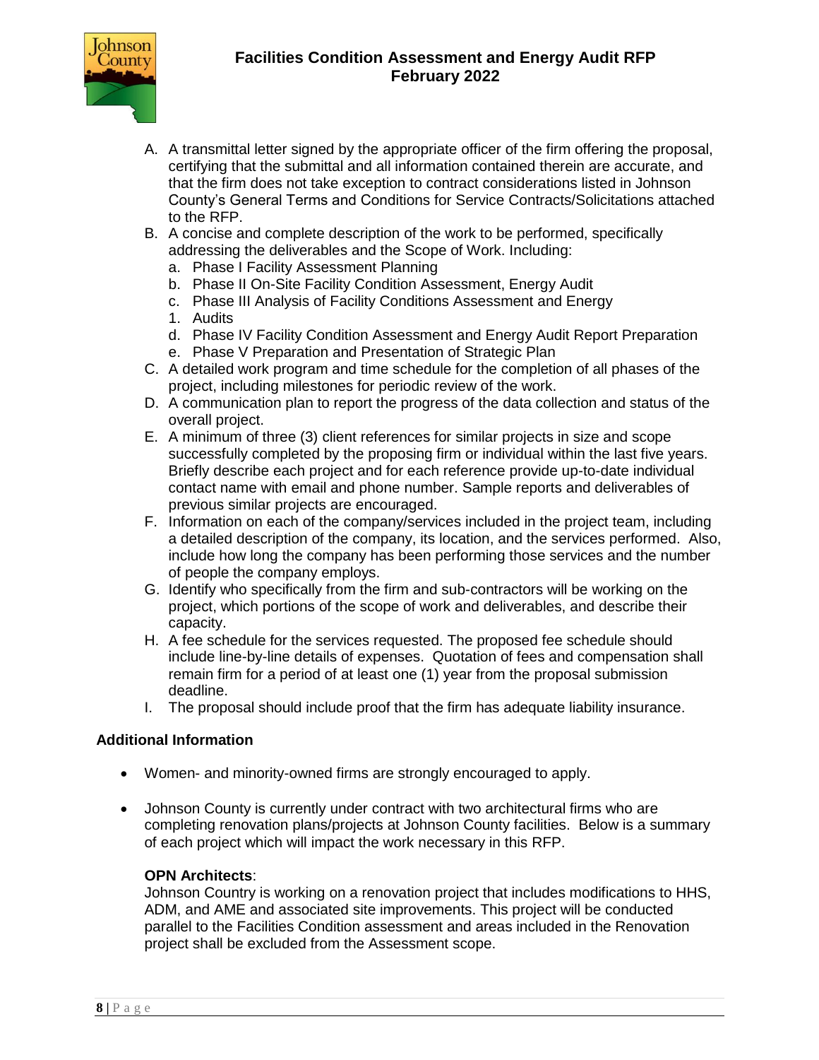A. A transmittal letter signed by the appropriate officer of the firm offering the proposal, certifying that the submittal and all information contained therein are accurate, and that the firm does not take exception to contract considerations listed in Johnson County's General Terms and Conditions for Service Contracts/Solicitations attached to the RFP.
B. A concise and complete description of the work to be performed, specifically addressing the deliverables and the Scope of Work. Including:
   a. Phase I Facility Assessment Planning
   b. Phase II On-Site Facility Condition Assessment, Energy Audit
   c. Phase III Analysis of Facility Conditions Assessment and Energy
   1. Audits
   d. Phase IV Facility Condition Assessment and Energy Audit Report Preparation
   e. Phase V Preparation and Presentation of Strategic Plan
C. A detailed work program and time schedule for the completion of all phases of the project, including milestones for periodic review of the work.
D. A communication plan to report the progress of the data collection and status of the overall project.
E. A minimum of three (3) client references for similar projects in size and scope successfully completed by the proposing firm or individual within the last five years. Briefly describe each project and for each reference provide up-to-date individual contact name with email and phone number. Sample reports and deliverables of previous similar projects are encouraged.
F. Information on each of the company/services included in the project team, including a detailed description of the company, its location, and the services performed. Also, include how long the company has been performing those services and the number of people the company employs.
G. Identify who specifically from the firm and sub-contractors will be working on the project, which portions of the scope of work and deliverables, and describe their capacity.
H. A fee schedule for the services requested. The proposed fee schedule should include line-by-line details of expenses. Quotation of fees and compensation shall remain firm for a period of at least one (1) year from the proposal submission deadline.
I. The proposal should include proof that the firm has adequate liability insurance.

**Additional Information**

- Women- and minority-owned firms are strongly encouraged to apply.

- Johnson County is currently under contract with two architectural firms who are completing renovation plans/projects at Johnson County facilities. Below is a summary of each project which will impact the work necessary in this RFP.

  **OPN Architects**:
  Johnson Country is working on a renovation project that includes modifications to HHS, ADM, and AME and associated site improvements. This project will be conducted parallel to the Facilities Condition assessment and areas included in the Renovation project shall be excluded from the Assessment scope.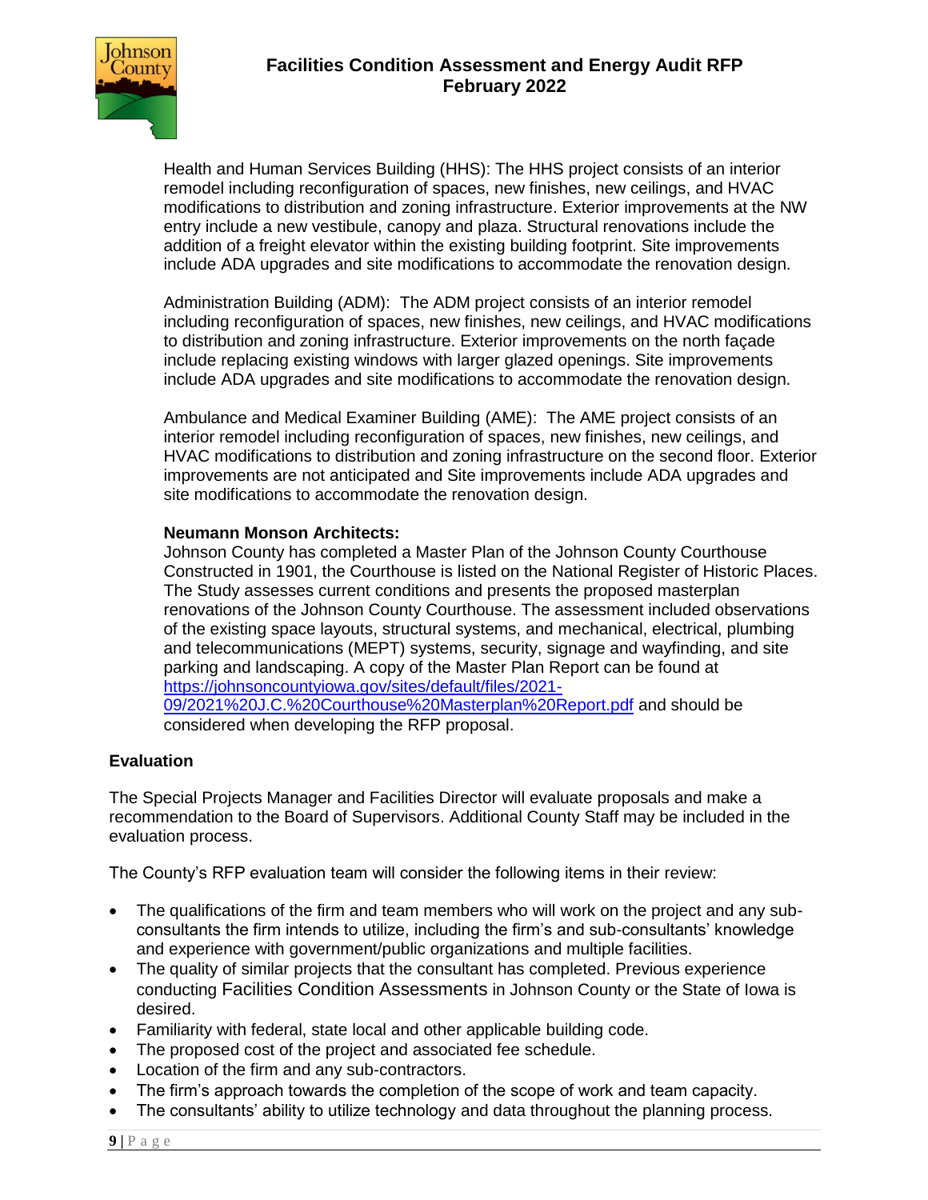Health and Human Services Building (HHS): The HHS project consists of an interior remodel including reconfiguration of spaces, new finishes, new ceilings, and HVAC modifications to distribution and zoning infrastructure. Exterior improvements at the NW entry include a new vestibule, canopy and plaza. Structural renovations include the addition of a freight elevator within the existing building footprint. Site improvements include ADA upgrades and site modifications to accommodate the renovation design.

Administration Building (ADM): The ADM project consists of an interior remodel including reconfiguration of spaces, new finishes, new ceilings, and HVAC modifications to distribution and zoning infrastructure. Exterior improvements on the north façade include replacing existing windows with larger glazed openings. Site improvements include ADA upgrades and site modifications to accommodate the renovation design.

Ambulance and Medical Examiner Building (AME): The AME project consists of an interior remodel including reconfiguration of spaces, new finishes, new ceilings, and HVAC modifications to distribution and zoning infrastructure on the second floor. Exterior improvements are not anticipated and Site improvements include ADA upgrades and site modifications to accommodate the renovation design.

**Neumann Monson Architects:**
Johnson County has completed a Master Plan of the Johnson County Courthouse Constructed in 1901, the Courthouse is listed on the National Register of Historic Places. The Study assesses current conditions and presents the proposed masterplan renovations of the Johnson County Courthouse. The assessment included observations of the existing space layouts, structural systems, and mechanical, electrical, plumbing and telecommunications (MEPT) systems, security, signage and wayfinding, and site parking and landscaping. A copy of the Master Plan Report can be found at [https://johnsoncountyiowa.gov/sites/default/files/2021-09/2021%20J.C.%20Courthouse%20Masterplan%20Report.pdf](https://johnsoncountyiowa.gov/sites/default/files/2021-09/2021%20J.C.%20Courthouse%20Masterplan%20Report.pdf) and should be considered when developing the RFP proposal.

## Evaluation

The Special Projects Manager and Facilities Director will evaluate proposals and make a recommendation to the Board of Supervisors. Additional County Staff may be included in the evaluation process.

The County's RFP evaluation team will consider the following items in their review:

- The qualifications of the firm and team members who will work on the project and any sub-consultants the firm intends to utilize, including the firm's and sub-consultants' knowledge and experience with government/public organizations and multiple facilities.
- The quality of similar projects that the consultant has completed. Previous experience conducting Facilities Condition Assessments in Johnson County or the State of Iowa is desired.
- Familiarity with federal, state local and other applicable building code.
- The proposed cost of the project and associated fee schedule.
- Location of the firm and any sub-contractors.
- The firm's approach towards the completion of the scope of work and team capacity.
- The consultants' ability to utilize technology and data throughout the planning process.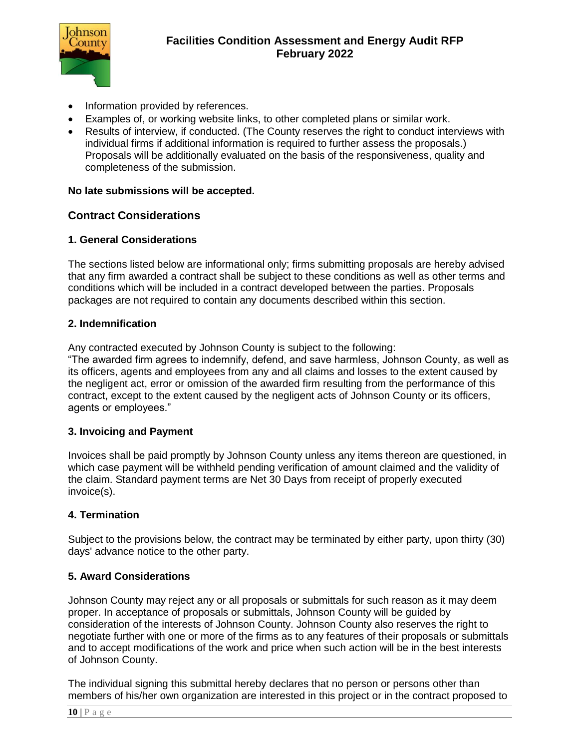- Information provided by references.
- Examples of, or working website links, to other completed plans or similar work.
- Results of interview, if conducted. (The County reserves the right to conduct interviews with individual firms if additional information is required to further assess the proposals.) Proposals will be additionally evaluated on the basis of the responsiveness, quality and completeness of the submission.

**No late submissions will be accepted.**

## Contract Considerations

### 1. General Considerations

The sections listed below are informational only; firms submitting proposals are hereby advised that any firm awarded a contract shall be subject to these conditions as well as other terms and conditions which will be included in a contract developed between the parties. Proposals packages are not required to contain any documents described within this section.

### 2. Indemnification

Any contracted executed by Johnson County is subject to the following:
"The awarded firm agrees to indemnify, defend, and save harmless, Johnson County, as well as its officers, agents and employees from any and all claims and losses to the extent caused by the negligent act, error or omission of the awarded firm resulting from the performance of this contract, except to the extent caused by the negligent acts of Johnson County or its officers, agents or employees."

### 3. Invoicing and Payment

Invoices shall be paid promptly by Johnson County unless any items thereon are questioned, in which case payment will be withheld pending verification of amount claimed and the validity of the claim. Standard payment terms are Net 30 Days from receipt of properly executed invoice(s).

### 4. Termination

Subject to the provisions below, the contract may be terminated by either party, upon thirty (30) days' advance notice to the other party.

### 5. Award Considerations

Johnson County may reject any or all proposals or submittals for such reason as it may deem proper. In acceptance of proposals or submittals, Johnson County will be guided by consideration of the interests of Johnson County. Johnson County also reserves the right to negotiate further with one or more of the firms as to any features of their proposals or submittals and to accept modifications of the work and price when such action will be in the best interests of Johnson County.

The individual signing this submittal hereby declares that no person or persons other than members of his/her own organization are interested in this project or in the contract proposed to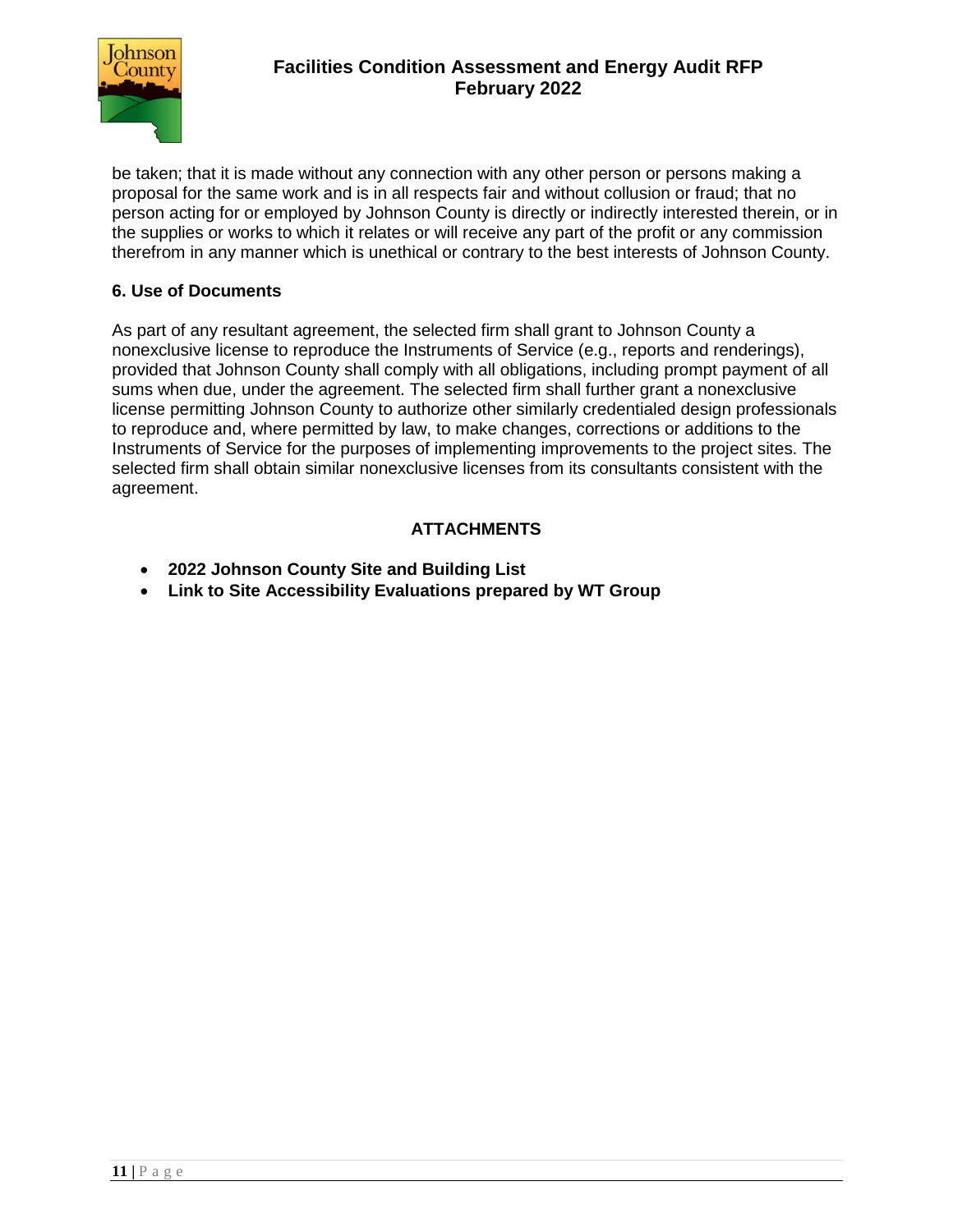be taken; that it is made without any connection with any other person or persons making a proposal for the same work and is in all respects fair and without collusion or fraud; that no person acting for or employed by Johnson County is directly or indirectly interested therein, or in the supplies or works to which it relates or will receive any part of the profit or any commission therefrom in any manner which is unethical or contrary to the best interests of Johnson County.

**6. Use of Documents**

As part of any resultant agreement, the selected firm shall grant to Johnson County a nonexclusive license to reproduce the Instruments of Service (e.g., reports and renderings), provided that Johnson County shall comply with all obligations, including prompt payment of all sums when due, under the agreement. The selected firm shall further grant a nonexclusive license permitting Johnson County to authorize other similarly credentialed design professionals to reproduce and, where permitted by law, to make changes, corrections or additions to the Instruments of Service for the purposes of implementing improvements to the project sites. The selected firm shall obtain similar nonexclusive licenses from its consultants consistent with the agreement.

## ATTACHMENTS

- **2022 Johnson County Site and Building List**
- **Link to Site Accessibility Evaluations prepared by WT Group**